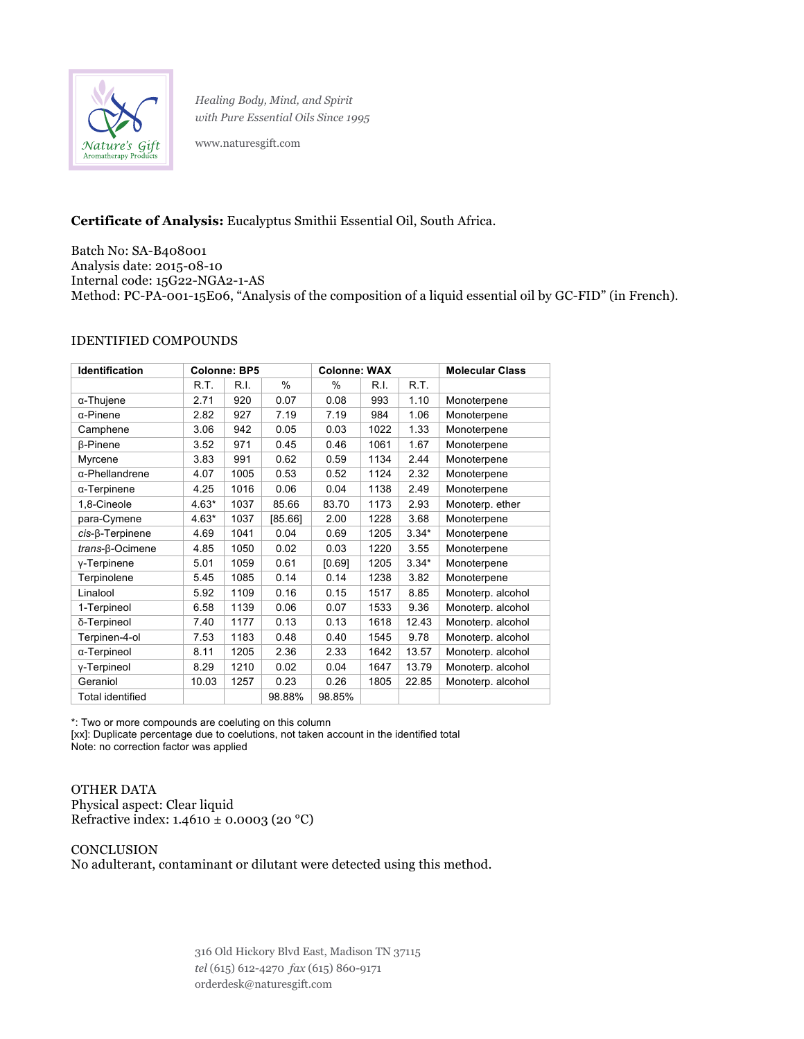Healing Body, Mind, and Spirit
with Pure Essential Oils Since 1995

www.naturesgift.com

**Certificate of Analysis:** Eucalyptus Smithii Essential Oil, South Africa.

Batch No: SA-B408001
Analysis date: 2015-08-10
Internal code: 15G22-NGA2-1-AS
Method: PC-PA-001-15E06, "Analysis of the composition of a liquid essential oil by GC-FID" (in French).

## IDENTIFIED COMPOUNDS

| Identification | Colonne: BP5 | | | Colonne: WAX | | | Molecular Class |
|---|---|---|---|---|---|---|---|
| | R.T. | R.I. | % | % | R.I. | R.T. | |
| α-Thujene | 2.71 | 920 | 0.07 | 0.08 | 993 | 1.10 | Monoterpene |
| α-Pinene | 2.82 | 927 | 7.19 | 7.19 | 984 | 1.06 | Monoterpene |
| Camphene | 3.06 | 942 | 0.05 | 0.03 | 1022 | 1.33 | Monoterpene |
| β-Pinene | 3.52 | 971 | 0.45 | 0.46 | 1061 | 1.67 | Monoterpene |
| Myrcene | 3.83 | 991 | 0.62 | 0.59 | 1134 | 2.44 | Monoterpene |
| α-Phellandrene | 4.07 | 1005 | 0.53 | 0.52 | 1124 | 2.32 | Monoterpene |
| α-Terpinene | 4.25 | 1016 | 0.06 | 0.04 | 1138 | 2.49 | Monoterpene |
| 1,8-Cineole | 4.63* | 1037 | 85.66 | 83.70 | 1173 | 2.93 | Monoterp. ether |
| para-Cymene | 4.63* | 1037 | [85.66] | 2.00 | 1228 | 3.68 | Monoterpene |
| *cis*-β-Terpinene | 4.69 | 1041 | 0.04 | 0.69 | 1205 | 3.34* | Monoterpene |
| *trans*-β-Ocimene | 4.85 | 1050 | 0.02 | 0.03 | 1220 | 3.55 | Monoterpene |
| γ-Terpinene | 5.01 | 1059 | 0.61 | [0.69] | 1205 | 3.34* | Monoterpene |
| Terpinolene | 5.45 | 1085 | 0.14 | 0.14 | 1238 | 3.82 | Monoterpene |
| Linalool | 5.92 | 1109 | 0.16 | 0.15 | 1517 | 8.85 | Monoterp. alcohol |
| 1-Terpineol | 6.58 | 1139 | 0.06 | 0.07 | 1533 | 9.36 | Monoterp. alcohol |
| δ-Terpineol | 7.40 | 1177 | 0.13 | 0.13 | 1618 | 12.43 | Monoterp. alcohol |
| Terpinen-4-ol | 7.53 | 1183 | 0.48 | 0.40 | 1545 | 9.78 | Monoterp. alcohol |
| α-Terpineol | 8.11 | 1205 | 2.36 | 2.33 | 1642 | 13.57 | Monoterp. alcohol |
| γ-Terpineol | 8.29 | 1210 | 0.02 | 0.04 | 1647 | 13.79 | Monoterp. alcohol |
| Geraniol | 10.03 | 1257 | 0.23 | 0.26 | 1805 | 22.85 | Monoterp. alcohol |
| Total identified | | | 98.88% | 98.85% | | | |

*: Two or more compounds are coeluting on this column
[xx]: Duplicate percentage due to coelutions, not taken account in the identified total
Note: no correction factor was applied

## OTHER DATA

Physical aspect: Clear liquid
Refractive index: 1.4610 ± 0.0003 (20 °C)

## CONCLUSION

No adulterant, contaminant or dilutant were detected using this method.

316 Old Hickory Blvd East, Madison TN 37115
*tel* (615) 612-4270 *fax* (615) 860-9171
orderdesk@naturesgift.com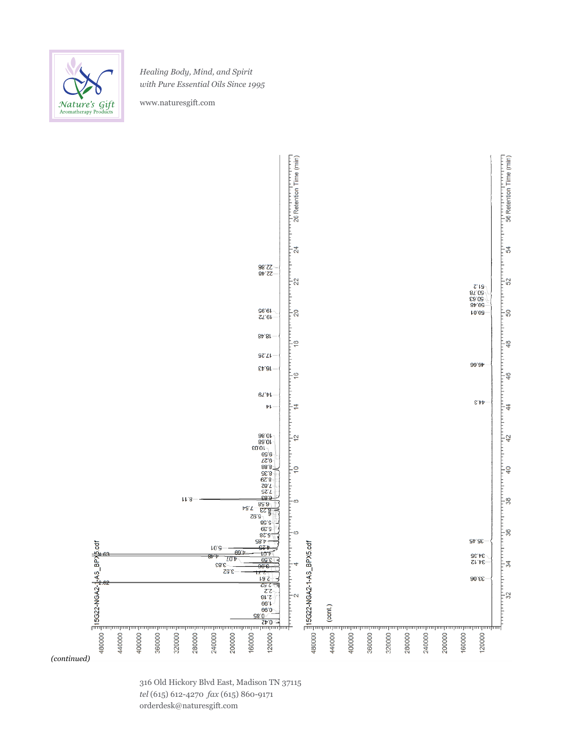*Healing Body, Mind, and Spirit*
*with Pure Essential Oils Since 1995*

www.naturesgift.com

15G22-NGA2-1-AS_BPX5.cdf

15G22-NGA2-1-AS_BPX5.cdf (cont.)

*(continued)*

316 Old Hickory Blvd East, Madison TN 37115
*tel* (615) 612-4270 *fax* (615) 860-9171
orderdesk@naturesgift.com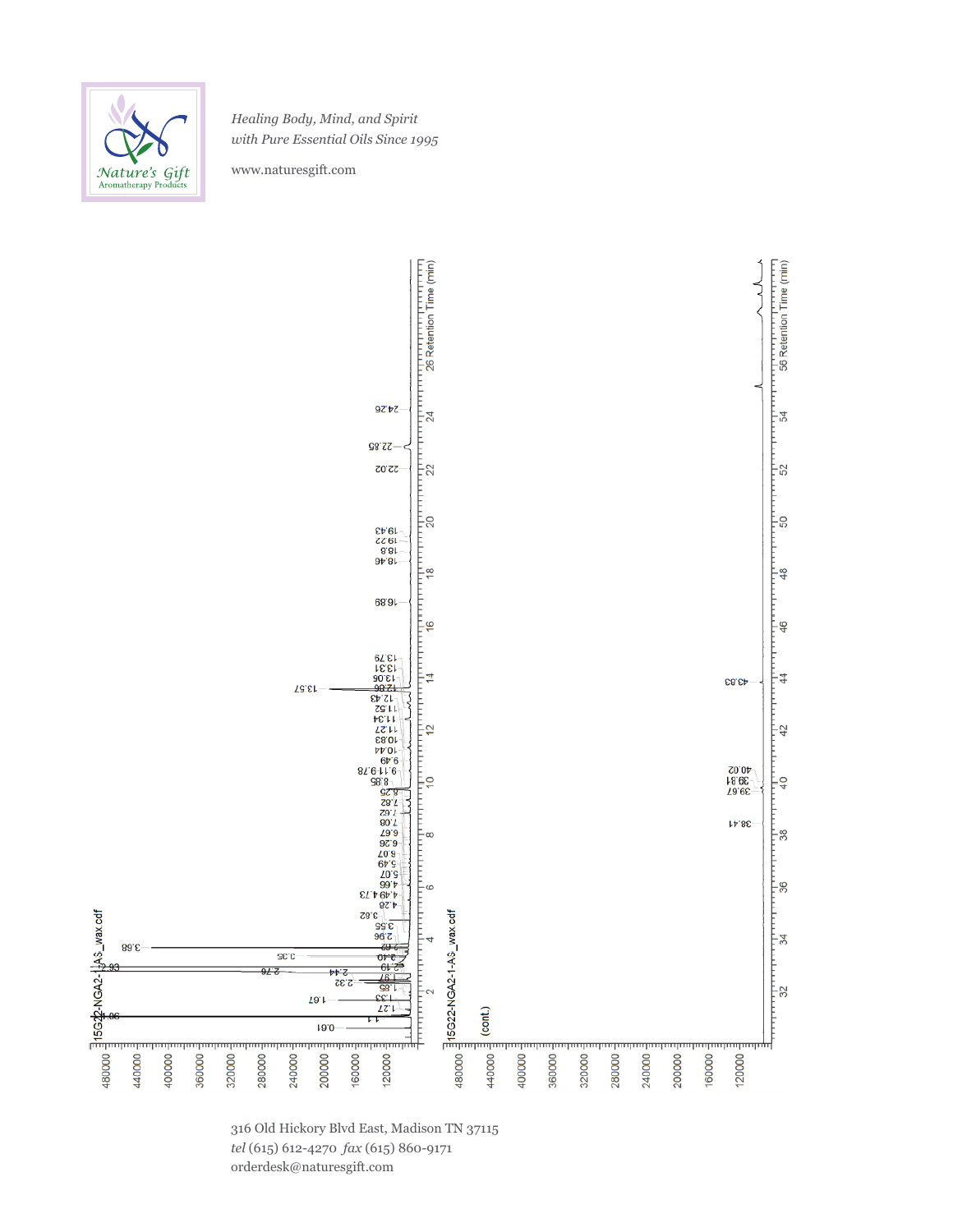*Healing Body, Mind, and Spirit*
*with Pure Essential Oils Since 1995*

www.naturesgift.com

15G22-NGA2-1-A3_wax.cdf

480000
440000
400000
360000
320000
280000
240000
200000
160000
120000

0.61
1.1
1.06
1.27
1.33
1.67
1.85
1.97
2.32
2.44
2.76
2.93
3.10
3.35
3.40
3.68
3.62
3.55
2.96
3.82
4.26
4.49
4.73
4.66
5.07
5.49
6.07
6.26
6.67
7.08
7.62
7.82
8.25
8.85
9.11
9.78
9.49
10.44
10.83
11.27
11.34
11.52
12.43
12.86
13.57
13.06
13.31
13.79
16.89
18.46
18.8
19.22
19.43
22.02
22.85
24.26

2 4 6 8 10 12 14 16 18 20 22 24 26 Retention Time (min)

15G22-NGA2-1-A3_wax.cdf

(cont.)

480000
440000
400000
360000
320000
280000
240000
200000
160000
120000

38.41
39.67
39.81
40.02
43.83

32 34 36 38 40 42 44 46 48 50 52 54 56 Retention Time (min)

316 Old Hickory Blvd East, Madison TN 37115
*tel* (615) 612-4270 *fax* (615) 860-9171
orderdesk@naturesgift.com